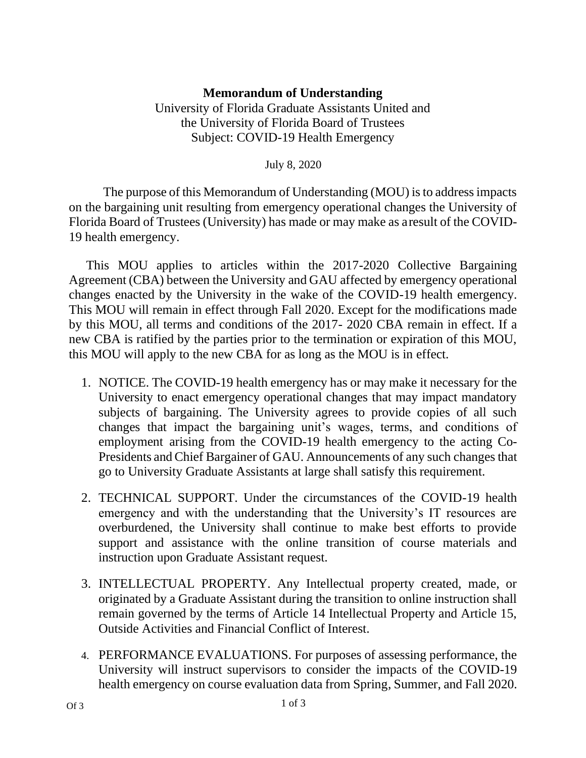**Memorandum of Understanding**

University of Florida Graduate Assistants United and
the University of Florida Board of Trustees
Subject: COVID-19 Health Emergency

July 8, 2020

The purpose of this Memorandum of Understanding (MOU) is to address impacts on the bargaining unit resulting from emergency operational changes the University of Florida Board of Trustees (University) has made or may make as a result of the COVID-19 health emergency.

This MOU applies to articles within the 2017-2020 Collective Bargaining Agreement (CBA) between the University and GAU affected by emergency operational changes enacted by the University in the wake of the COVID-19 health emergency. This MOU will remain in effect through Fall 2020. Except for the modifications made by this MOU, all terms and conditions of the 2017- 2020 CBA remain in effect. If a new CBA is ratified by the parties prior to the termination or expiration of this MOU, this MOU will apply to the new CBA for as long as the MOU is in effect.

1. NOTICE. The COVID-19 health emergency has or may make it necessary for the University to enact emergency operational changes that may impact mandatory subjects of bargaining. The University agrees to provide copies of all such changes that impact the bargaining unit's wages, terms, and conditions of employment arising from the COVID-19 health emergency to the acting Co-Presidents and Chief Bargainer of GAU. Announcements of any such changes that go to University Graduate Assistants at large shall satisfy this requirement.

2. TECHNICAL SUPPORT. Under the circumstances of the COVID-19 health emergency and with the understanding that the University's IT resources are overburdened, the University shall continue to make best efforts to provide support and assistance with the online transition of course materials and instruction upon Graduate Assistant request.

3. INTELLECTUAL PROPERTY. Any Intellectual property created, made, or originated by a Graduate Assistant during the transition to online instruction shall remain governed by the terms of Article 14 Intellectual Property and Article 15, Outside Activities and Financial Conflict of Interest.

4. PERFORMANCE EVALUATIONS. For purposes of assessing performance, the University will instruct supervisors to consider the impacts of the COVID-19 health emergency on course evaluation data from Spring, Summer, and Fall 2020.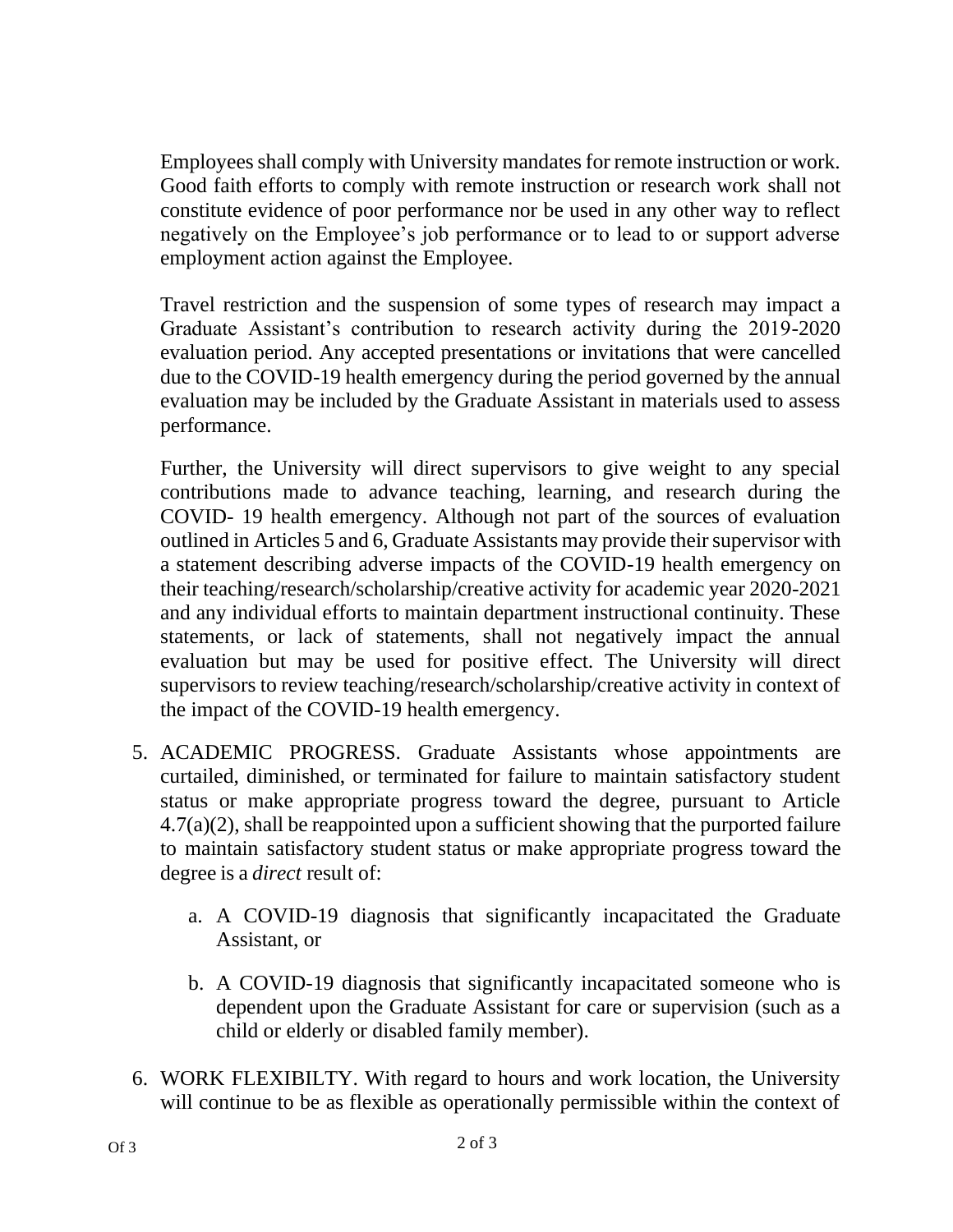Employees shall comply with University mandates for remote instruction or work. Good faith efforts to comply with remote instruction or research work shall not constitute evidence of poor performance nor be used in any other way to reflect negatively on the Employee's job performance or to lead to or support adverse employment action against the Employee.

Travel restriction and the suspension of some types of research may impact a Graduate Assistant's contribution to research activity during the 2019-2020 evaluation period. Any accepted presentations or invitations that were cancelled due to the COVID-19 health emergency during the period governed by the annual evaluation may be included by the Graduate Assistant in materials used to assess performance.

Further, the University will direct supervisors to give weight to any special contributions made to advance teaching, learning, and research during the COVID- 19 health emergency. Although not part of the sources of evaluation outlined in Articles 5 and 6, Graduate Assistants may provide their supervisor with a statement describing adverse impacts of the COVID-19 health emergency on their teaching/research/scholarship/creative activity for academic year 2020-2021 and any individual efforts to maintain department instructional continuity. These statements, or lack of statements, shall not negatively impact the annual evaluation but may be used for positive effect. The University will direct supervisors to review teaching/research/scholarship/creative activity in context of the impact of the COVID-19 health emergency.

5. ACADEMIC PROGRESS. Graduate Assistants whose appointments are curtailed, diminished, or terminated for failure to maintain satisfactory student status or make appropriate progress toward the degree, pursuant to Article 4.7(a)(2), shall be reappointed upon a sufficient showing that the purported failure to maintain satisfactory student status or make appropriate progress toward the degree is a *direct* result of:

   a. A COVID-19 diagnosis that significantly incapacitated the Graduate Assistant, or

   b. A COVID-19 diagnosis that significantly incapacitated someone who is dependent upon the Graduate Assistant for care or supervision (such as a child or elderly or disabled family member).

6. WORK FLEXIBILTY. With regard to hours and work location, the University will continue to be as flexible as operationally permissible within the context of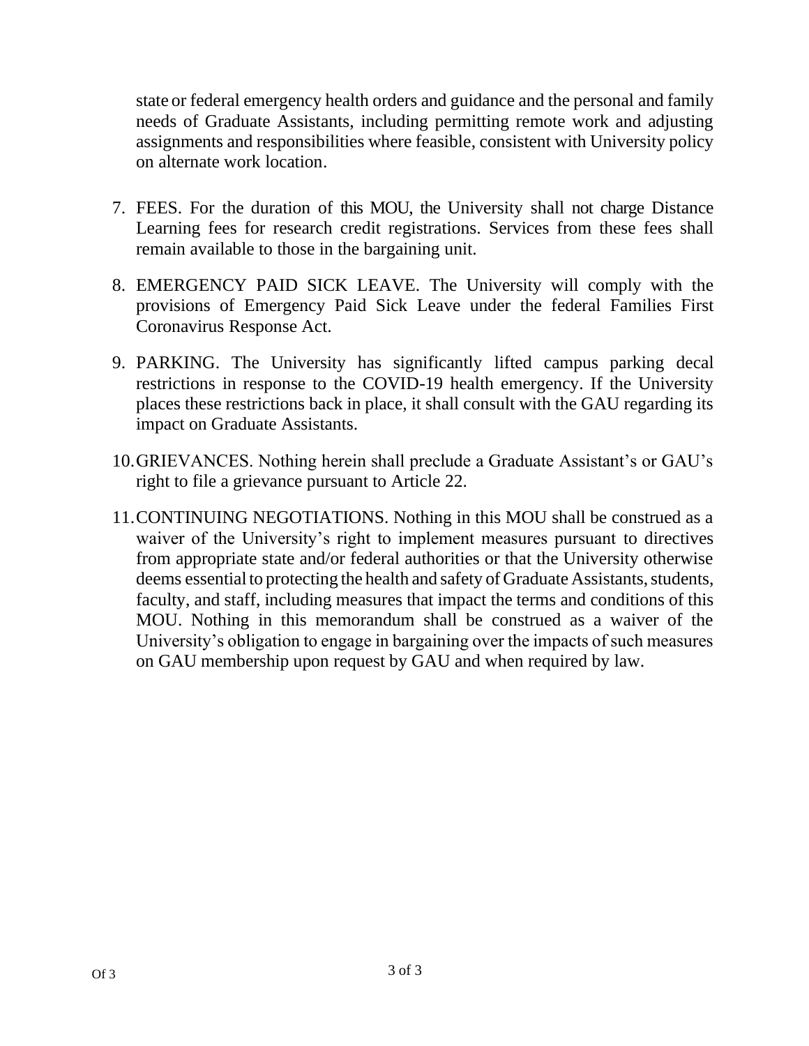state or federal emergency health orders and guidance and the personal and family needs of Graduate Assistants, including permitting remote work and adjusting assignments and responsibilities where feasible, consistent with University policy on alternate work location.

7. FEES. For the duration of this MOU, the University shall not charge Distance Learning fees for research credit registrations. Services from these fees shall remain available to those in the bargaining unit.

8. EMERGENCY PAID SICK LEAVE. The University will comply with the provisions of Emergency Paid Sick Leave under the federal Families First Coronavirus Response Act.

9. PARKING. The University has significantly lifted campus parking decal restrictions in response to the COVID-19 health emergency. If the University places these restrictions back in place, it shall consult with the GAU regarding its impact on Graduate Assistants.

10. GRIEVANCES. Nothing herein shall preclude a Graduate Assistant's or GAU's right to file a grievance pursuant to Article 22.

11. CONTINUING NEGOTIATIONS. Nothing in this MOU shall be construed as a waiver of the University's right to implement measures pursuant to directives from appropriate state and/or federal authorities or that the University otherwise deems essential to protecting the health and safety of Graduate Assistants, students, faculty, and staff, including measures that impact the terms and conditions of this MOU. Nothing in this memorandum shall be construed as a waiver of the University's obligation to engage in bargaining over the impacts of such measures on GAU membership upon request by GAU and when required by law.